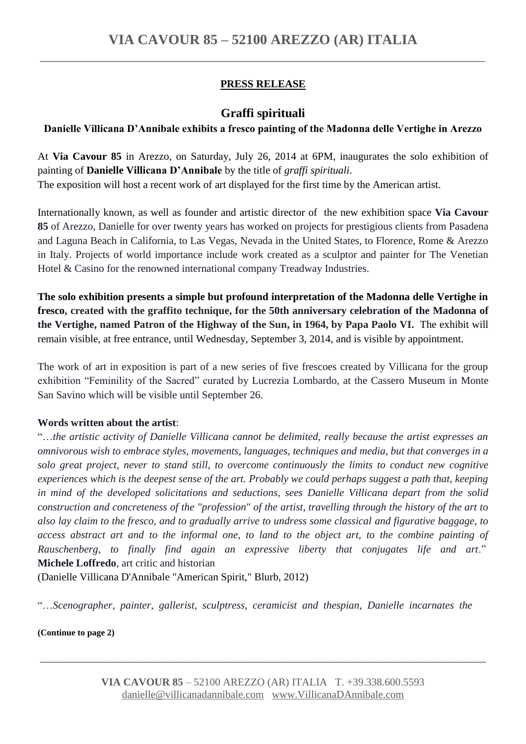**PRESS RELEASE**

## Graffi spirituali

**Danielle Villicana D'Annibale exhibits a fresco painting of the Madonna delle Vertighe in Arezzo**

At **Via Cavour 85** in Arezzo, on Saturday, July 26, 2014 at 6PM, inaugurates the solo exhibition of painting of **Danielle Villicana D'Annibale** by the title of *graffi spirituali*.
The exposition will host a recent work of art displayed for the first time by the American artist.

Internationally known, as well as founder and artistic director of the new exhibition space **Via Cavour 85** of Arezzo, Danielle for over twenty years has worked on projects for prestigious clients from Pasadena and Laguna Beach in California, to Las Vegas, Nevada in the United States, to Florence, Rome & Arezzo in Italy. Projects of world importance include work created as a sculptor and painter for The Venetian Hotel & Casino for the renowned international company Treadway Industries.

**The solo exhibition presents a simple but profound interpretation of the Madonna delle Vertighe in fresco, created with the graffito technique, for the 50th anniversary celebration of the Madonna of the Vertighe, named Patron of the Highway of the Sun, in 1964, by Papa Paolo VI.** The exhibit will remain visible, at free entrance, until Wednesday, September 3, 2014, and is visible by appointment.

The work of art in exposition is part of a new series of five frescoes created by Villicana for the group exhibition "Feminility of the Sacred" curated by Lucrezia Lombardo, at the Cassero Museum in Monte San Savino which will be visible until September 26.

**Words written about the artist**:

"…*the artistic activity of Danielle Villicana cannot be delimited, really because the artist expresses an omnivorous wish to embrace styles, movements, languages, techniques and media, but that converges in a solo great project, never to stand still, to overcome continuously the limits to conduct new cognitive experiences which is the deepest sense of the art. Probably we could perhaps suggest a path that, keeping in mind of the developed solicitations and seductions, sees Danielle Villicana depart from the solid construction and concreteness of the "profession" of the artist, travelling through the history of the art to also lay claim to the fresco, and to gradually arrive to undress some classical and figurative baggage, to access abstract art and to the informal one, to land to the object art, to the combine painting of Rauschenberg, to finally find again an expressive liberty that conjugates life and art*." **Michele Loffredo**, art critic and historian
(Danielle Villicana D'Annibale "American Spirit," Blurb, 2012)

"…*Scenographer, painter, gallerist, sculptress, ceramicist and thespian, Danielle incarnates the*

**(Continue to page 2)**

**VIA CAVOUR 85** – 52100 AREZZO (AR) ITALIA T. +39.338.600.5593
danielle@villicanadannibale.com www.VillicanaDAnnibale.com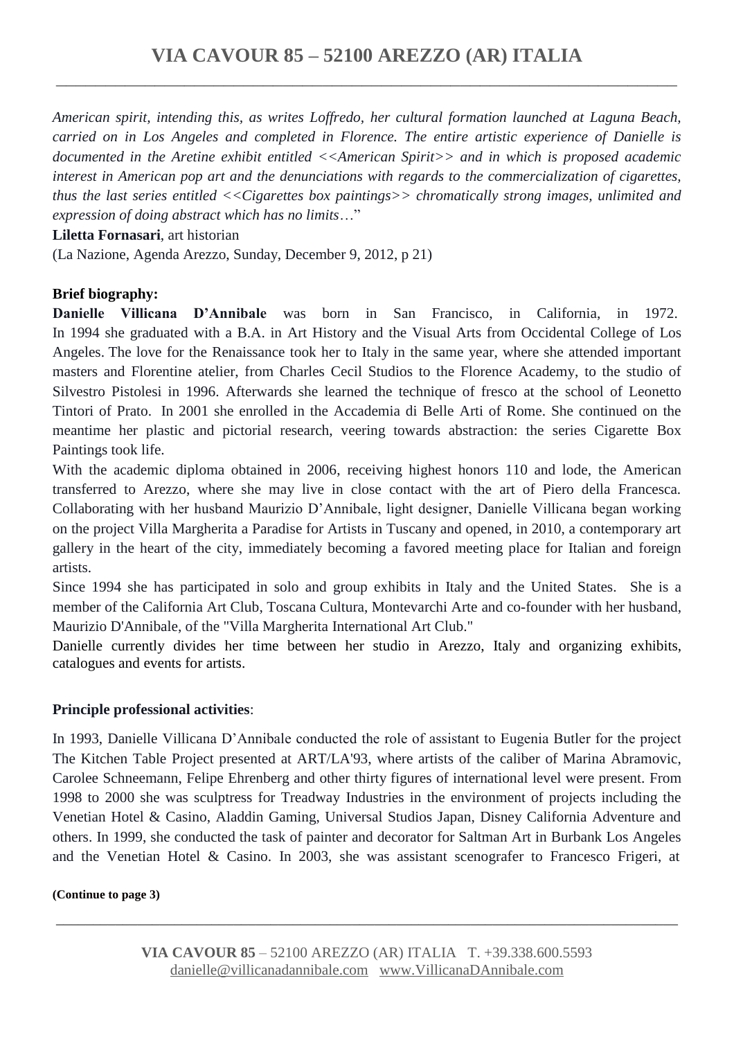*American spirit, intending this, as writes Loffredo, her cultural formation launched at Laguna Beach, carried on in Los Angeles and completed in Florence. The entire artistic experience of Danielle is documented in the Aretine exhibit entitled <<American Spirit>> and in which is proposed academic interest in American pop art and the denunciations with regards to the commercialization of cigarettes, thus the last series entitled <<Cigarettes box paintings>> chromatically strong images, unlimited and expression of doing abstract which has no limits*…"

**Liletta Fornasari**, art historian

(La Nazione, Agenda Arezzo, Sunday, December 9, 2012, p 21)

**Brief biography:**

**Danielle Villicana D'Annibale** was born in San Francisco, in California, in 1972. In 1994 she graduated with a B.A. in Art History and the Visual Arts from Occidental College of Los Angeles. The love for the Renaissance took her to Italy in the same year, where she attended important masters and Florentine atelier, from Charles Cecil Studios to the Florence Academy, to the studio of Silvestro Pistolesi in 1996. Afterwards she learned the technique of fresco at the school of Leonetto Tintori of Prato. In 2001 she enrolled in the Accademia di Belle Arti of Rome. She continued on the meantime her plastic and pictorial research, veering towards abstraction: the series Cigarette Box Paintings took life.

With the academic diploma obtained in 2006, receiving highest honors 110 and lode, the American transferred to Arezzo, where she may live in close contact with the art of Piero della Francesca. Collaborating with her husband Maurizio D'Annibale, light designer, Danielle Villicana began working on the project Villa Margherita a Paradise for Artists in Tuscany and opened, in 2010, a contemporary art gallery in the heart of the city, immediately becoming a favored meeting place for Italian and foreign artists.

Since 1994 she has participated in solo and group exhibits in Italy and the United States. She is a member of the California Art Club, Toscana Cultura, Montevarchi Arte and co-founder with her husband, Maurizio D'Annibale, of the "Villa Margherita International Art Club."

Danielle currently divides her time between her studio in Arezzo, Italy and organizing exhibits, catalogues and events for artists.

**Principle professional activities**:

In 1993, Danielle Villicana D'Annibale conducted the role of assistant to Eugenia Butler for the project The Kitchen Table Project presented at ART/LA'93, where artists of the caliber of Marina Abramovic, Carolee Schneemann, Felipe Ehrenberg and other thirty figures of international level were present. From 1998 to 2000 she was sculptress for Treadway Industries in the environment of projects including the Venetian Hotel & Casino, Aladdin Gaming, Universal Studios Japan, Disney California Adventure and others. In 1999, she conducted the task of painter and decorator for Saltman Art in Burbank Los Angeles and the Venetian Hotel & Casino. In 2003, she was assistant scenografer to Francesco Frigeri, at

**(Continue to page 3)**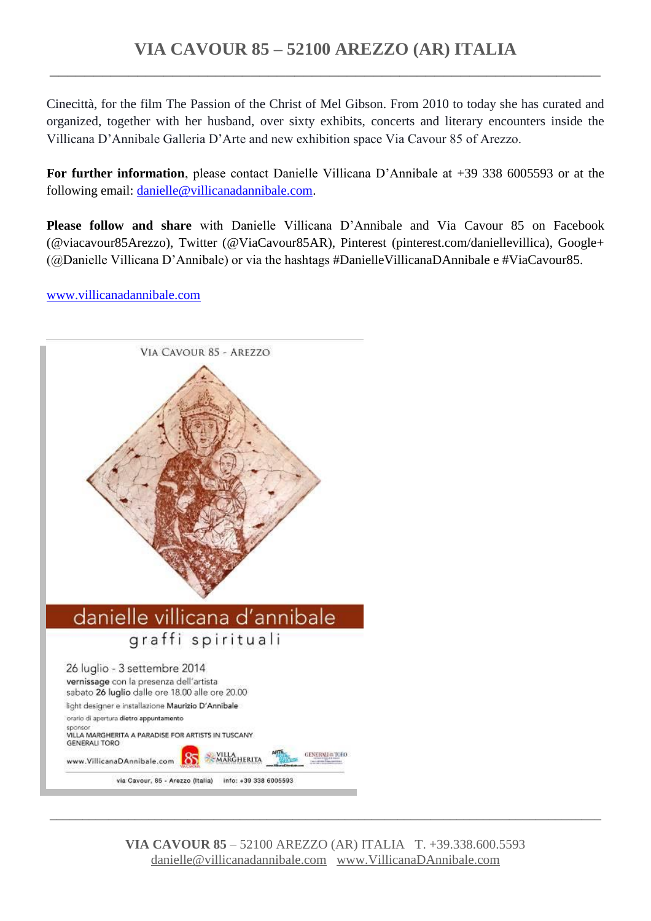Cinecittà, for the film The Passion of the Christ of Mel Gibson. From 2010 to today she has curated and organized, together with her husband, over sixty exhibits, concerts and literary encounters inside the Villicana D'Annibale Galleria D'Arte and new exhibition space Via Cavour 85 of Arezzo.

**For further information**, please contact Danielle Villicana D'Annibale at +39 338 6005593 or at the following email: danielle@villicanadannibale.com.

**Please follow and share** with Danielle Villicana D'Annibale and Via Cavour 85 on Facebook (@viacavour85Arezzo), Twitter (@ViaCavour85AR), Pinterest (pinterest.com/daniellevillica), Google+ (@Danielle Villicana D'Annibale) or via the hashtags #DanielleVillicanaDAnnibale e #ViaCavour85.

www.villicanadannibale.com

VIA CAVOUR 85 - AREZZO

danielle villicana d'annibale

graffi spirituali

26 luglio - 3 settembre 2014

vernissage con la presenza dell'artista
sabato 26 luglio dalle ore 18.00 alle ore 20.00

light designer e installazione Maurizio D'Annibale

orario di apertura dietro appuntamento

sponsor
VILLA MARGHERITA A PARADISE FOR ARTISTS IN TUSCANY
GENERALI TORO

www.VillicanaDAnnibale.com

via Cavour, 85 - Arezzo (Italia) info: +39 338 6005593